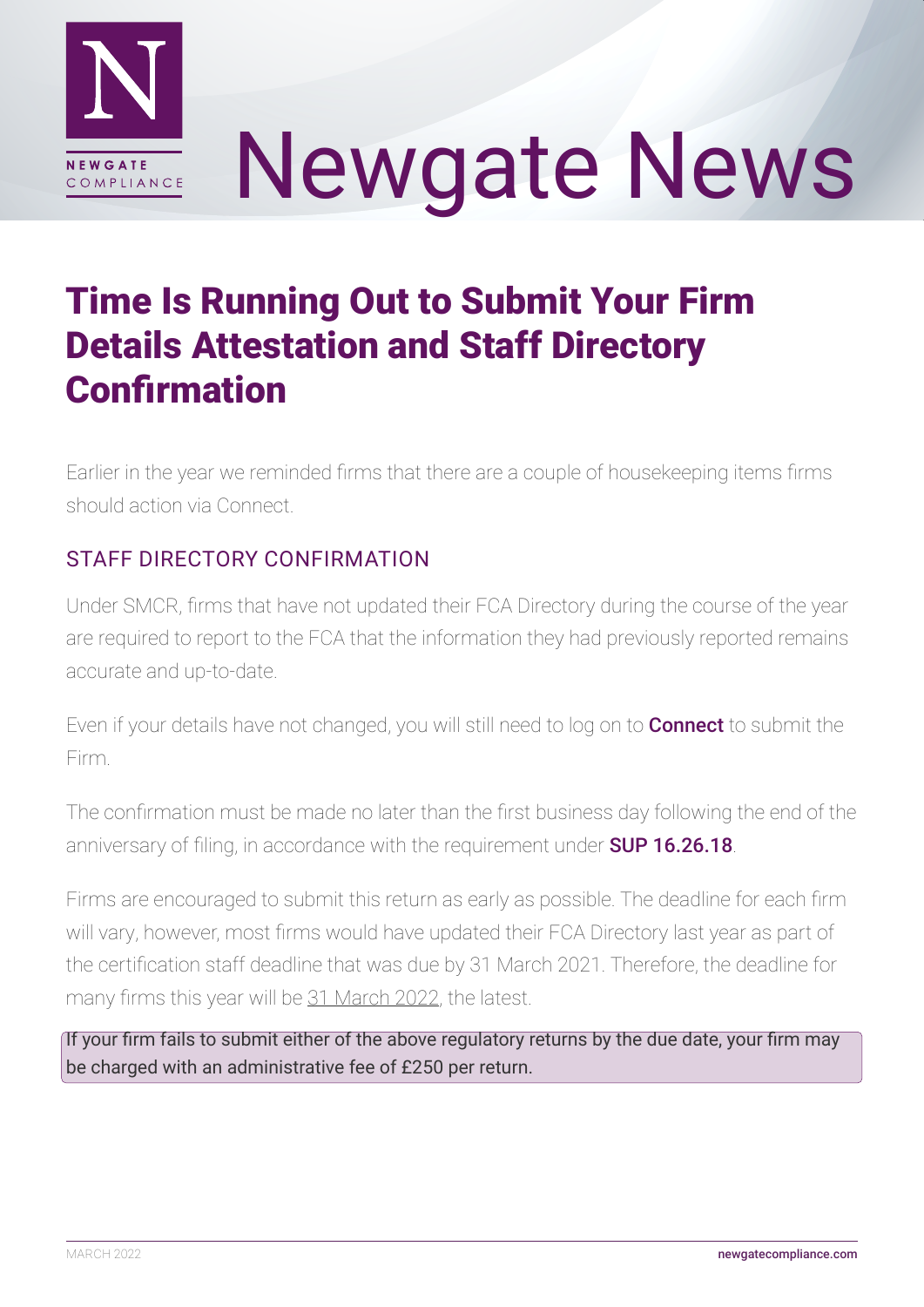# Newgate News

## Time Is Running Out to Submit Your Firm Details Attestation and Staff Directory Confirmation

Earlier in the year we reminded firms that there are a couple of housekeeping items firms should action via Connect.

### STAFF DIRECTORY CONFIRMATION

Under SMCR, firms that have not updated their FCA Directory during the course of the year are required to report to the FCA that the information they had previously reported remains accurate and up-to-date.

Even if your details have not changed, you will still need to log on to **Connect** to submit the Firm.

The confirmation must be made no later than the first business day following the end of the anniversary of filing, in accordance with the requirement under **SUP 16.26.18**.

Firms are encouraged to submit this return as early as possible. The deadline for each firm will vary, however, most firms would have updated their FCA Directory last year as part of the certification staff deadline that was due by 31 March 2021. Therefore, the deadline for many firms this year will be 31 March 2022, the latest.

If your firm fails to submit either of the above regulatory returns by the due date, your firm may be charged with an administrative fee of £250 per return.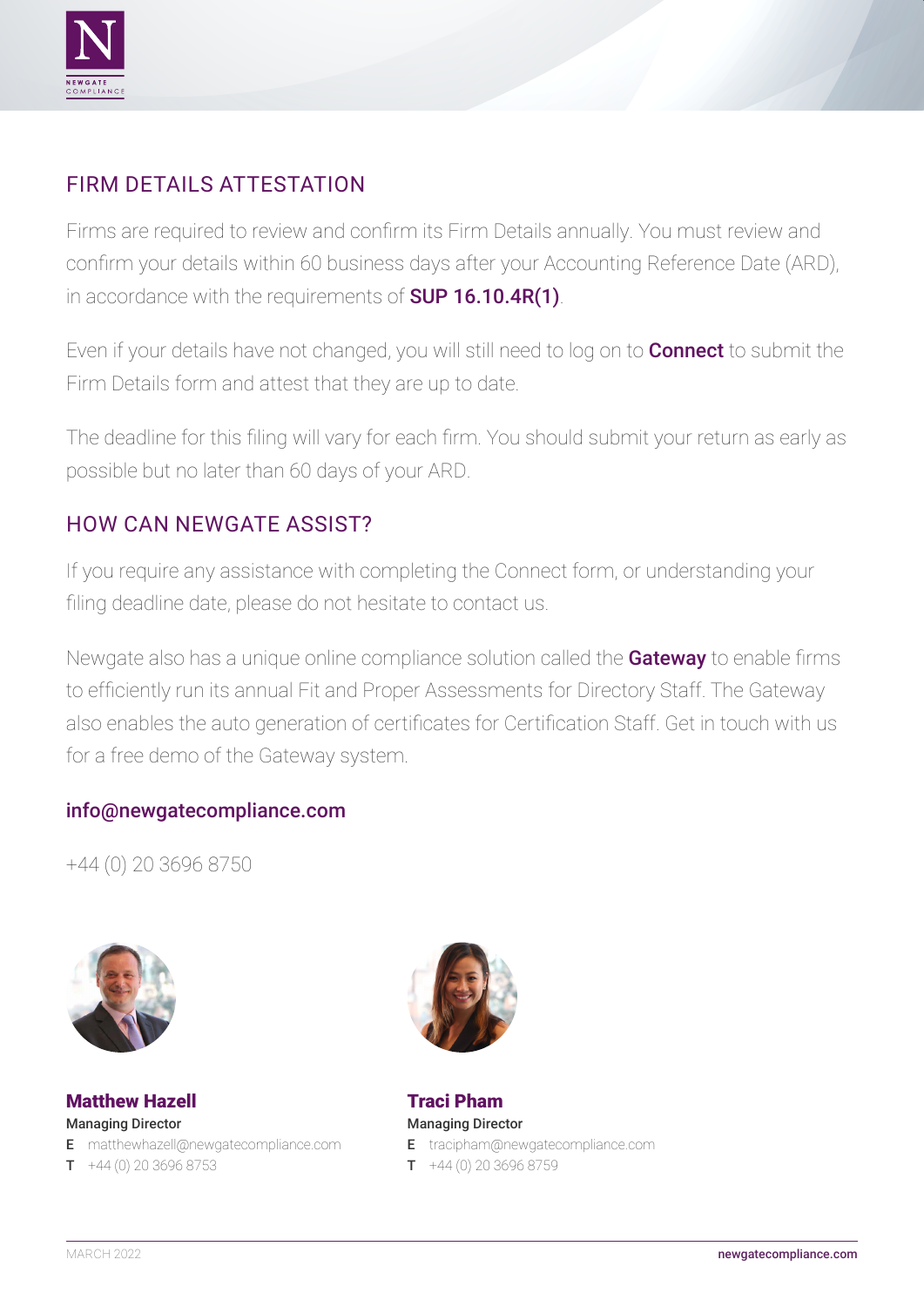## FIRM DETAILS ATTESTATION

Firms are required to review and confirm its Firm Details annually. You must review and confirm your details within 60 business days after your Accounting Reference Date (ARD), in accordance with the requirements of **SUP 16.10.4R(1)**.

Even if your details have not changed, you will still need to log on to **Connect** to submit the Firm Details form and attest that they are up to date.

The deadline for this filing will vary for each firm. You should submit your return as early as possible but no later than 60 days of your ARD.

## HOW CAN NEWGATE ASSIST?

If you require any assistance with completing the Connect form, or understanding your filing deadline date, please do not hesitate to contact us.

Newgate also has a unique online compliance solution called the **Gateway** to enable firms to efficiently run its annual Fit and Proper Assessments for Directory Staff. The Gateway also enables the auto generation of certificates for Certification Staff. Get in touch with us for a free demo of the Gateway system.

info@newgatecompliance.com

+44 (0) 20 3696 8750

**Matthew Hazell**
Managing Director
**E** matthewhazell@newgatecompliance.com
**T** +44 (0) 20 3696 8753

**Traci Pham**
Managing Director
**E** tracipham@newgatecompliance.com
**T** +44 (0) 20 3696 8759

MARCH 2022

newgatecompliance.com